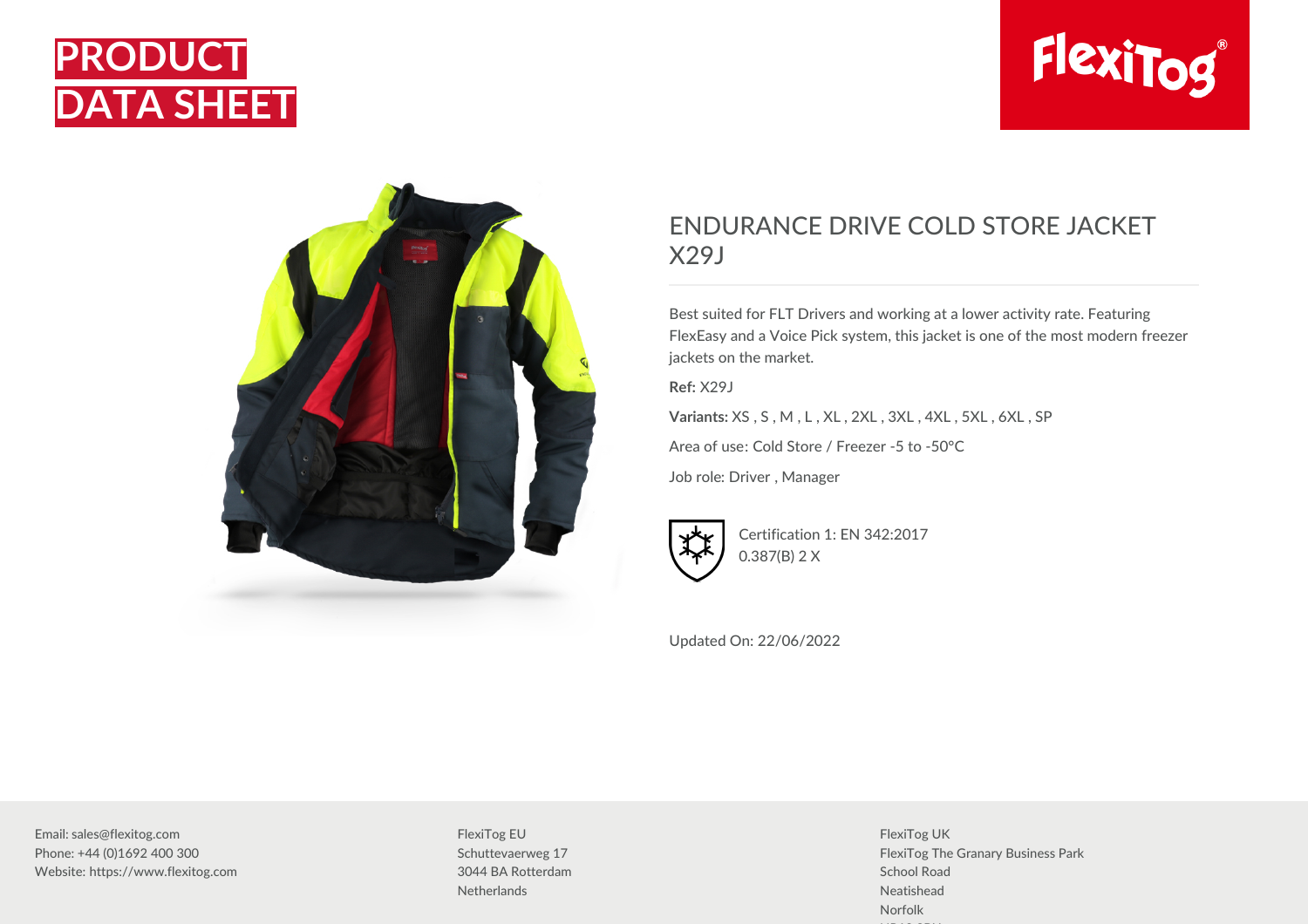# PRODUCT DATA SHEET

FlexiTog®

## ENDURANCE DRIVE COLD STORE JACKET X29J

Best suited for FLT Drivers and working at a lower activity rate. Featuring FlexEasy and a Voice Pick system, this jacket is one of the most modern freezer jackets on the market.

**Ref:** X29J

**Variants:** XS , S , M , L , XL , 2XL , 3XL , 4XL , 5XL , 6XL , SP

Area of use: Cold Store / Freezer -5 to -50°C

Job role: Driver , Manager

Certification 1: EN 342:2017
0.387(B) 2 X

Updated On: 22/06/2022

Email: sales@flexitog.com
Phone: +44 (0)1692 400 300
Website: https://www.flexitog.com

FlexiTog EU
Schuttevaerweg 17
3044 BA Rotterdam
Netherlands

FlexiTog UK
FlexiTog The Granary Business Park
School Road
Neatishead
Norfolk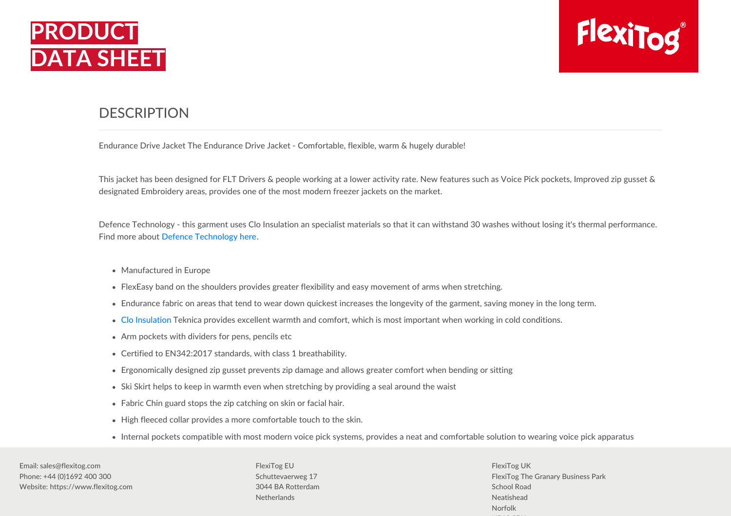# PRODUCT DATA SHEET

FlexiTog®

## DESCRIPTION

Endurance Drive Jacket The Endurance Drive Jacket - Comfortable, flexible, warm & hugely durable!

This jacket has been designed for FLT Drivers & people working at a lower activity rate. New features such as Voice Pick pockets, Improved zip gusset & designated Embroidery areas, provides one of the most modern freezer jackets on the market.

Defence Technology - this garment uses Clo Insulation an specialist materials so that it can withstand 30 washes without losing it's thermal performance. Find more about Defence Technology here.

- Manufactured in Europe
- FlexEasy band on the shoulders provides greater flexibility and easy movement of arms when stretching.
- Endurance fabric on areas that tend to wear down quickest increases the longevity of the garment, saving money in the long term.
- Clo Insulation Teknica provides excellent warmth and comfort, which is most important when working in cold conditions.
- Arm pockets with dividers for pens, pencils etc
- Certified to EN342:2017 standards, with class 1 breathability.
- Ergonomically designed zip gusset prevents zip damage and allows greater comfort when bending or sitting
- Ski Skirt helps to keep in warmth even when stretching by providing a seal around the waist
- Fabric Chin guard stops the zip catching on skin or facial hair.
- High fleeced collar provides a more comfortable touch to the skin.
- Internal pockets compatible with most modern voice pick systems, provides a neat and comfortable solution to wearing voice pick apparatus

Email: sales@flexitog.com
Phone: +44 (0)1692 400 300
Website: https://www.flexitog.com

FlexiTog EU
Schuttevaerweg 17
3044 BA Rotterdam
Netherlands

FlexiTog UK
FlexiTog The Granary Business Park
School Road
Neatishead
Norfolk